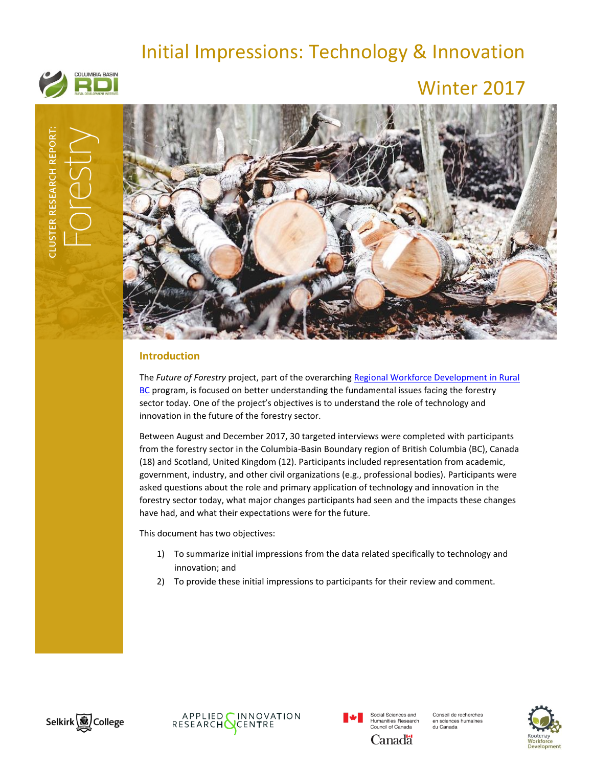# Initial Impressions: Technology & Innovation

Winter 2017

CLUSTER RESEARCH REPORT: Forestry

## Introduction

The *Future of Forestry* project, part of the overarching Regional Workforce Development in Rural BC program, is focused on better understanding the fundamental issues facing the forestry sector today. One of the project's objectives is to understand the role of technology and innovation in the future of the forestry sector.

Between August and December 2017, 30 targeted interviews were completed with participants from the forestry sector in the Columbia-Basin Boundary region of British Columbia (BC), Canada (18) and Scotland, United Kingdom (12). Participants included representation from academic, government, industry, and other civil organizations (e.g., professional bodies). Participants were asked questions about the role and primary application of technology and innovation in the forestry sector today, what major changes participants had seen and the impacts these changes have had, and what their expectations were for the future.

This document has two objectives:

1) To summarize initial impressions from the data related specifically to technology and innovation; and
2) To provide these initial impressions to participants for their review and comment.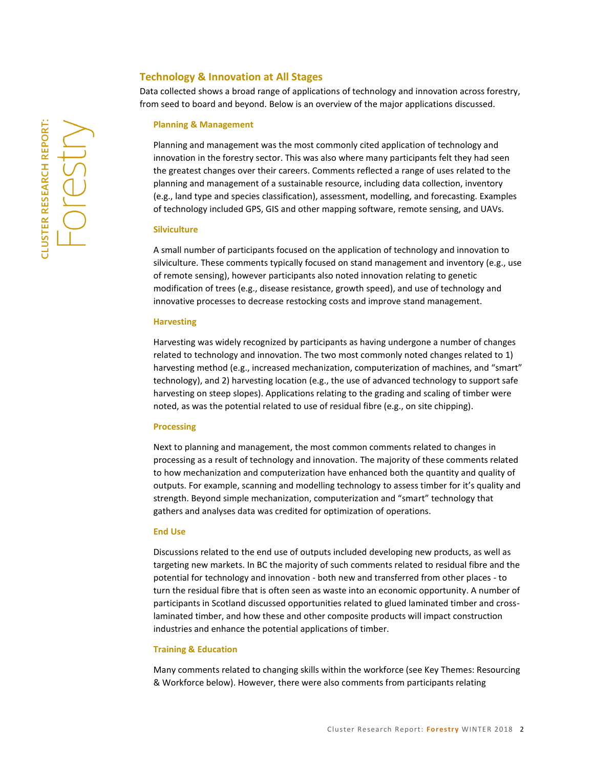## Technology & Innovation at All Stages

Data collected shows a broad range of applications of technology and innovation across forestry, from seed to board and beyond. Below is an overview of the major applications discussed.

### Planning & Management

Planning and management was the most commonly cited application of technology and innovation in the forestry sector. This was also where many participants felt they had seen the greatest changes over their careers. Comments reflected a range of uses related to the planning and management of a sustainable resource, including data collection, inventory (e.g., land type and species classification), assessment, modelling, and forecasting. Examples of technology included GPS, GIS and other mapping software, remote sensing, and UAVs.

### Silviculture

A small number of participants focused on the application of technology and innovation to silviculture. These comments typically focused on stand management and inventory (e.g., use of remote sensing), however participants also noted innovation relating to genetic modification of trees (e.g., disease resistance, growth speed), and use of technology and innovative processes to decrease restocking costs and improve stand management.

### Harvesting

Harvesting was widely recognized by participants as having undergone a number of changes related to technology and innovation. The two most commonly noted changes related to 1) harvesting method (e.g., increased mechanization, computerization of machines, and "smart" technology), and 2) harvesting location (e.g., the use of advanced technology to support safe harvesting on steep slopes). Applications relating to the grading and scaling of timber were noted, as was the potential related to use of residual fibre (e.g., on site chipping).

### Processing

Next to planning and management, the most common comments related to changes in processing as a result of technology and innovation. The majority of these comments related to how mechanization and computerization have enhanced both the quantity and quality of outputs. For example, scanning and modelling technology to assess timber for it's quality and strength. Beyond simple mechanization, computerization and "smart" technology that gathers and analyses data was credited for optimization of operations.

### End Use

Discussions related to the end use of outputs included developing new products, as well as targeting new markets. In BC the majority of such comments related to residual fibre and the potential for technology and innovation - both new and transferred from other places - to turn the residual fibre that is often seen as waste into an economic opportunity. A number of participants in Scotland discussed opportunities related to glued laminated timber and cross-laminated timber, and how these and other composite products will impact construction industries and enhance the potential applications of timber.

### Training & Education

Many comments related to changing skills within the workforce (see Key Themes: Resourcing & Workforce below). However, there were also comments from participants relating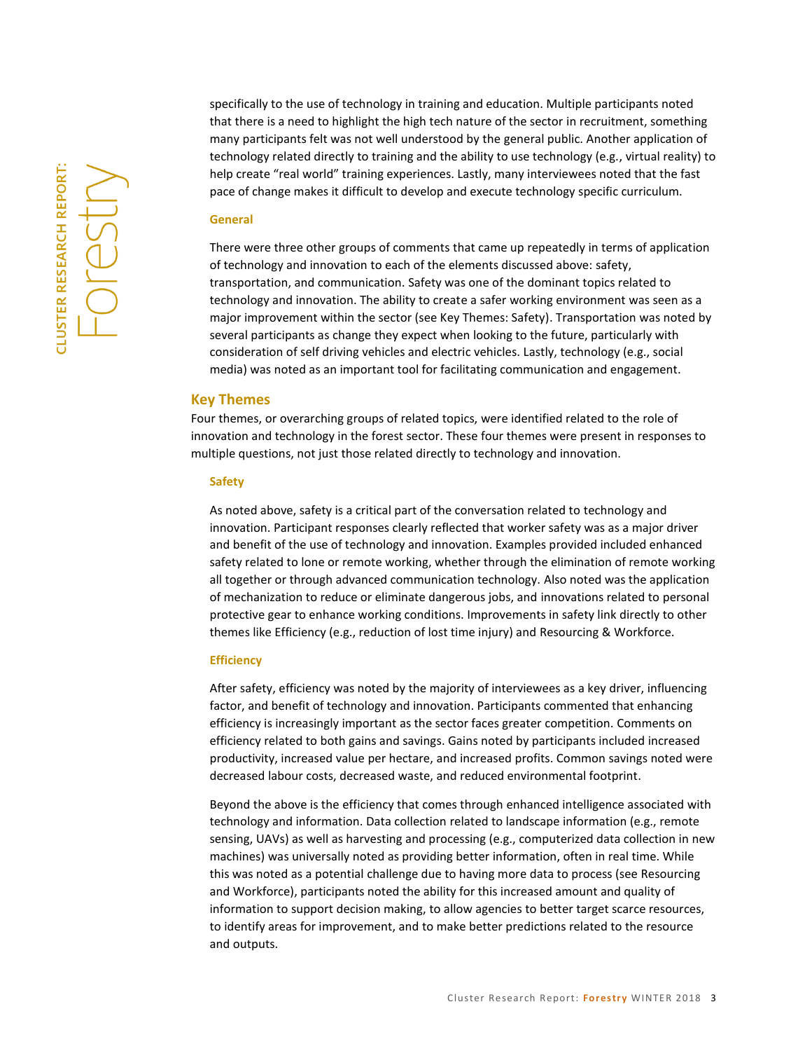specifically to the use of technology in training and education. Multiple participants noted that there is a need to highlight the high tech nature of the sector in recruitment, something many participants felt was not well understood by the general public. Another application of technology related directly to training and the ability to use technology (e.g., virtual reality) to help create "real world" training experiences. Lastly, many interviewees noted that the fast pace of change makes it difficult to develop and execute technology specific curriculum.

### General

There were three other groups of comments that came up repeatedly in terms of application of technology and innovation to each of the elements discussed above: safety, transportation, and communication. Safety was one of the dominant topics related to technology and innovation. The ability to create a safer working environment was seen as a major improvement within the sector (see Key Themes: Safety). Transportation was noted by several participants as change they expect when looking to the future, particularly with consideration of self driving vehicles and electric vehicles. Lastly, technology (e.g., social media) was noted as an important tool for facilitating communication and engagement.

## Key Themes

Four themes, or overarching groups of related topics, were identified related to the role of innovation and technology in the forest sector. These four themes were present in responses to multiple questions, not just those related directly to technology and innovation.

### Safety

As noted above, safety is a critical part of the conversation related to technology and innovation. Participant responses clearly reflected that worker safety was as a major driver and benefit of the use of technology and innovation. Examples provided included enhanced safety related to lone or remote working, whether through the elimination of remote working all together or through advanced communication technology. Also noted was the application of mechanization to reduce or eliminate dangerous jobs, and innovations related to personal protective gear to enhance working conditions. Improvements in safety link directly to other themes like Efficiency (e.g., reduction of lost time injury) and Resourcing & Workforce.

### Efficiency

After safety, efficiency was noted by the majority of interviewees as a key driver, influencing factor, and benefit of technology and innovation. Participants commented that enhancing efficiency is increasingly important as the sector faces greater competition. Comments on efficiency related to both gains and savings. Gains noted by participants included increased productivity, increased value per hectare, and increased profits. Common savings noted were decreased labour costs, decreased waste, and reduced environmental footprint.

Beyond the above is the efficiency that comes through enhanced intelligence associated with technology and information. Data collection related to landscape information (e.g., remote sensing, UAVs) as well as harvesting and processing (e.g., computerized data collection in new machines) was universally noted as providing better information, often in real time. While this was noted as a potential challenge due to having more data to process (see Resourcing and Workforce), participants noted the ability for this increased amount and quality of information to support decision making, to allow agencies to better target scarce resources, to identify areas for improvement, and to make better predictions related to the resource and outputs.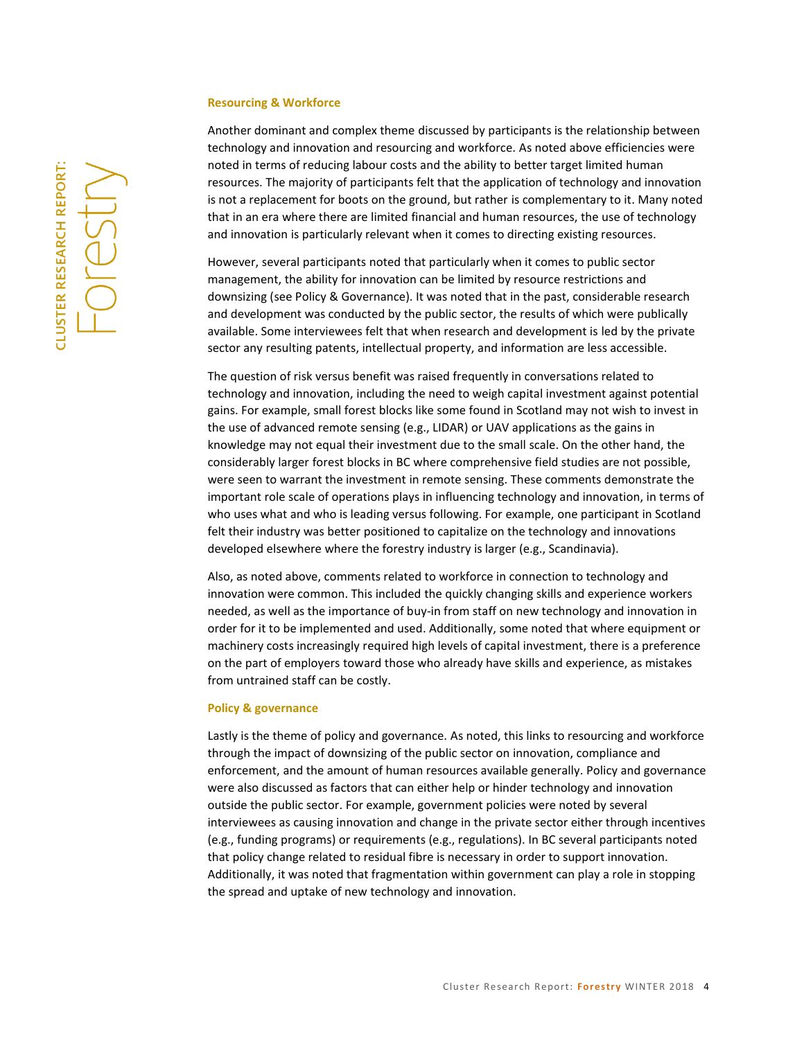#### Resourcing & Workforce

Another dominant and complex theme discussed by participants is the relationship between technology and innovation and resourcing and workforce. As noted above efficiencies were noted in terms of reducing labour costs and the ability to better target limited human resources. The majority of participants felt that the application of technology and innovation is not a replacement for boots on the ground, but rather is complementary to it. Many noted that in an era where there are limited financial and human resources, the use of technology and innovation is particularly relevant when it comes to directing existing resources.

However, several participants noted that particularly when it comes to public sector management, the ability for innovation can be limited by resource restrictions and downsizing (see Policy & Governance). It was noted that in the past, considerable research and development was conducted by the public sector, the results of which were publically available. Some interviewees felt that when research and development is led by the private sector any resulting patents, intellectual property, and information are less accessible.

The question of risk versus benefit was raised frequently in conversations related to technology and innovation, including the need to weigh capital investment against potential gains. For example, small forest blocks like some found in Scotland may not wish to invest in the use of advanced remote sensing (e.g., LIDAR) or UAV applications as the gains in knowledge may not equal their investment due to the small scale. On the other hand, the considerably larger forest blocks in BC where comprehensive field studies are not possible, were seen to warrant the investment in remote sensing. These comments demonstrate the important role scale of operations plays in influencing technology and innovation, in terms of who uses what and who is leading versus following. For example, one participant in Scotland felt their industry was better positioned to capitalize on the technology and innovations developed elsewhere where the forestry industry is larger (e.g., Scandinavia).

Also, as noted above, comments related to workforce in connection to technology and innovation were common. This included the quickly changing skills and experience workers needed, as well as the importance of buy-in from staff on new technology and innovation in order for it to be implemented and used. Additionally, some noted that where equipment or machinery costs increasingly required high levels of capital investment, there is a preference on the part of employers toward those who already have skills and experience, as mistakes from untrained staff can be costly.

#### Policy & governance

Lastly is the theme of policy and governance. As noted, this links to resourcing and workforce through the impact of downsizing of the public sector on innovation, compliance and enforcement, and the amount of human resources available generally. Policy and governance were also discussed as factors that can either help or hinder technology and innovation outside the public sector. For example, government policies were noted by several interviewees as causing innovation and change in the private sector either through incentives (e.g., funding programs) or requirements (e.g., regulations). In BC several participants noted that policy change related to residual fibre is necessary in order to support innovation. Additionally, it was noted that fragmentation within government can play a role in stopping the spread and uptake of new technology and innovation.